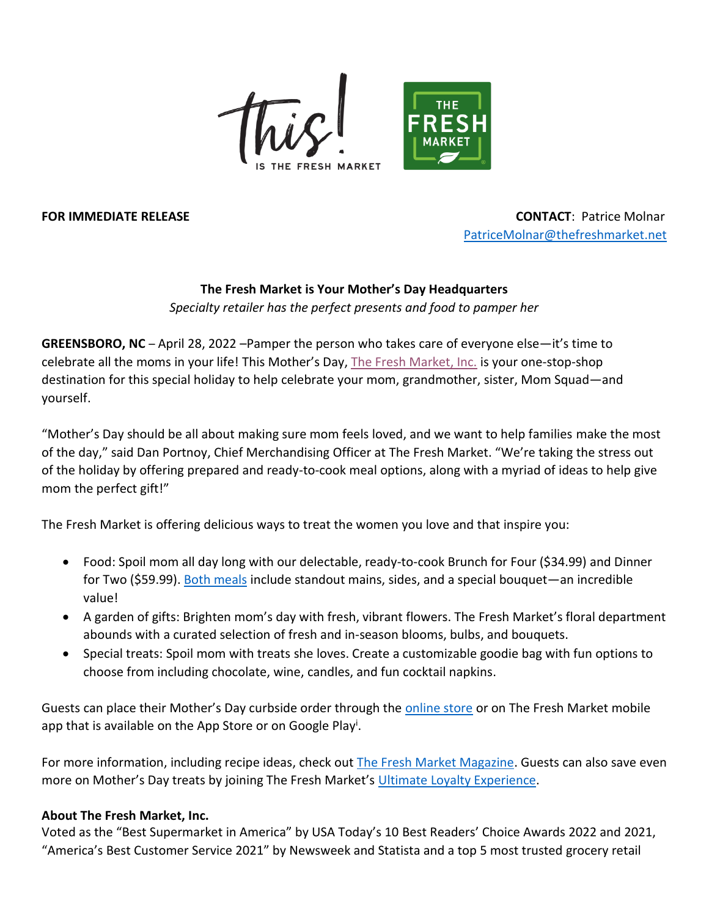**FOR IMMEDIATE RELEASE**

**CONTACT**: Patrice Molnar
PatriceMolnar@thefreshmarket.net

**The Fresh Market is Your Mother's Day Headquarters**

*Specialty retailer has the perfect presents and food to pamper her*

**GREENSBORO, NC** – April 28, 2022 –Pamper the person who takes care of everyone else—it's time to celebrate all the moms in your life! This Mother's Day, The Fresh Market, Inc. is your one-stop-shop destination for this special holiday to help celebrate your mom, grandmother, sister, Mom Squad—and yourself.

"Mother's Day should be all about making sure mom feels loved, and we want to help families make the most of the day," said Dan Portnoy, Chief Merchandising Officer at The Fresh Market. "We're taking the stress out of the holiday by offering prepared and ready-to-cook meal options, along with a myriad of ideas to help give mom the perfect gift!"

The Fresh Market is offering delicious ways to treat the women you love and that inspire you:

- Food: Spoil mom all day long with our delectable, ready-to-cook Brunch for Four ($34.99) and Dinner for Two ($59.99). Both meals include standout mains, sides, and a special bouquet—an incredible value!
- A garden of gifts: Brighten mom's day with fresh, vibrant flowers. The Fresh Market's floral department abounds with a curated selection of fresh and in-season blooms, bulbs, and bouquets.
- Special treats: Spoil mom with treats she loves. Create a customizable goodie bag with fun options to choose from including chocolate, wine, candles, and fun cocktail napkins.

Guests can place their Mother's Day curbside order through the online store or on The Fresh Market mobile app that is available on the App Store or on Google Play[i].

For more information, including recipe ideas, check out The Fresh Market Magazine. Guests can also save even more on Mother's Day treats by joining The Fresh Market's Ultimate Loyalty Experience.

**About The Fresh Market, Inc.**

Voted as the "Best Supermarket in America" by USA Today's 10 Best Readers' Choice Awards 2022 and 2021, "America's Best Customer Service 2021" by Newsweek and Statista and a top 5 most trusted grocery retail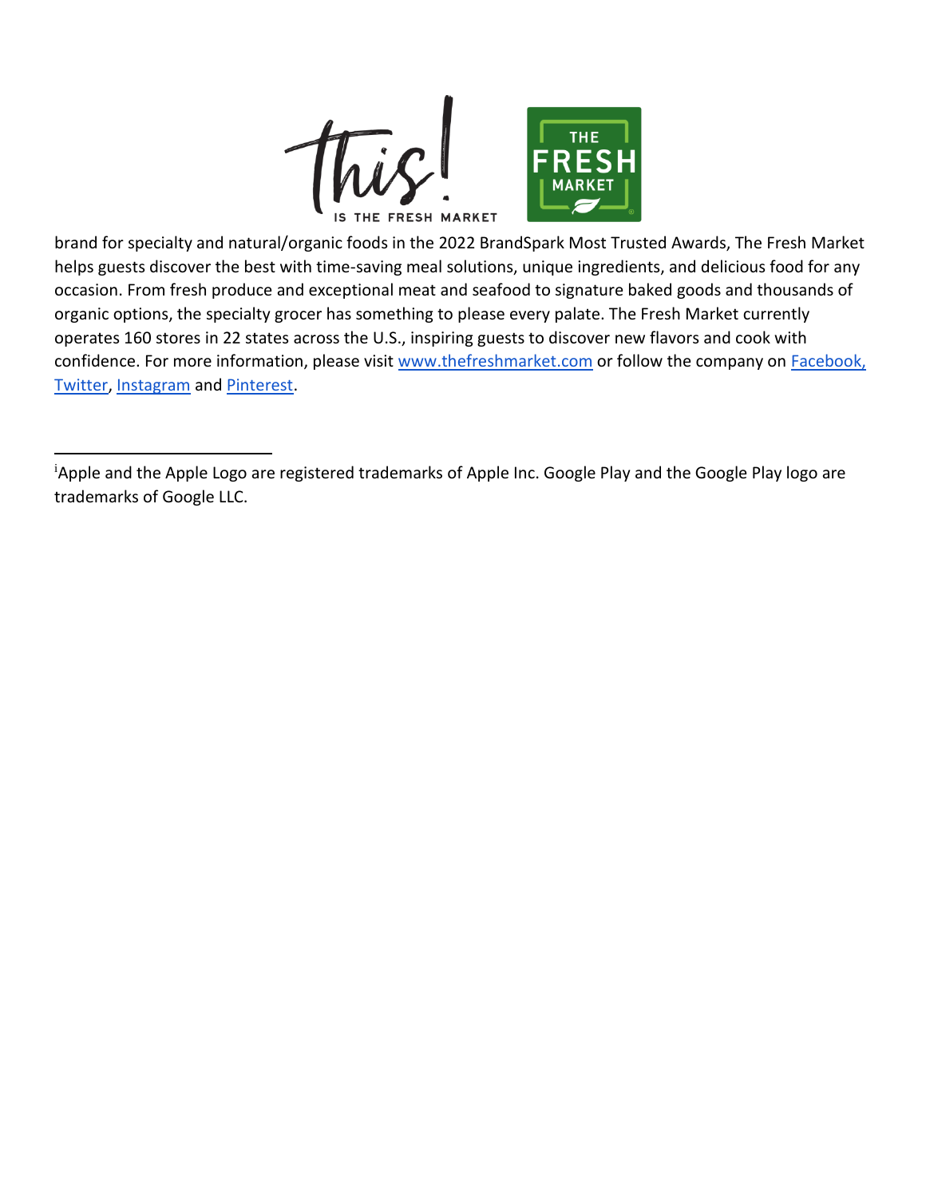brand for specialty and natural/organic foods in the 2022 BrandSpark Most Trusted Awards, The Fresh Market helps guests discover the best with time-saving meal solutions, unique ingredients, and delicious food for any occasion. From fresh produce and exceptional meat and seafood to signature baked goods and thousands of organic options, the specialty grocer has something to please every palate. The Fresh Market currently operates 160 stores in 22 states across the U.S., inspiring guests to discover new flavors and cook with confidence. For more information, please visit www.thefreshmarket.com or follow the company on Facebook, Twitter, Instagram and Pinterest.

---

[i] Apple and the Apple Logo are registered trademarks of Apple Inc. Google Play and the Google Play logo are trademarks of Google LLC.